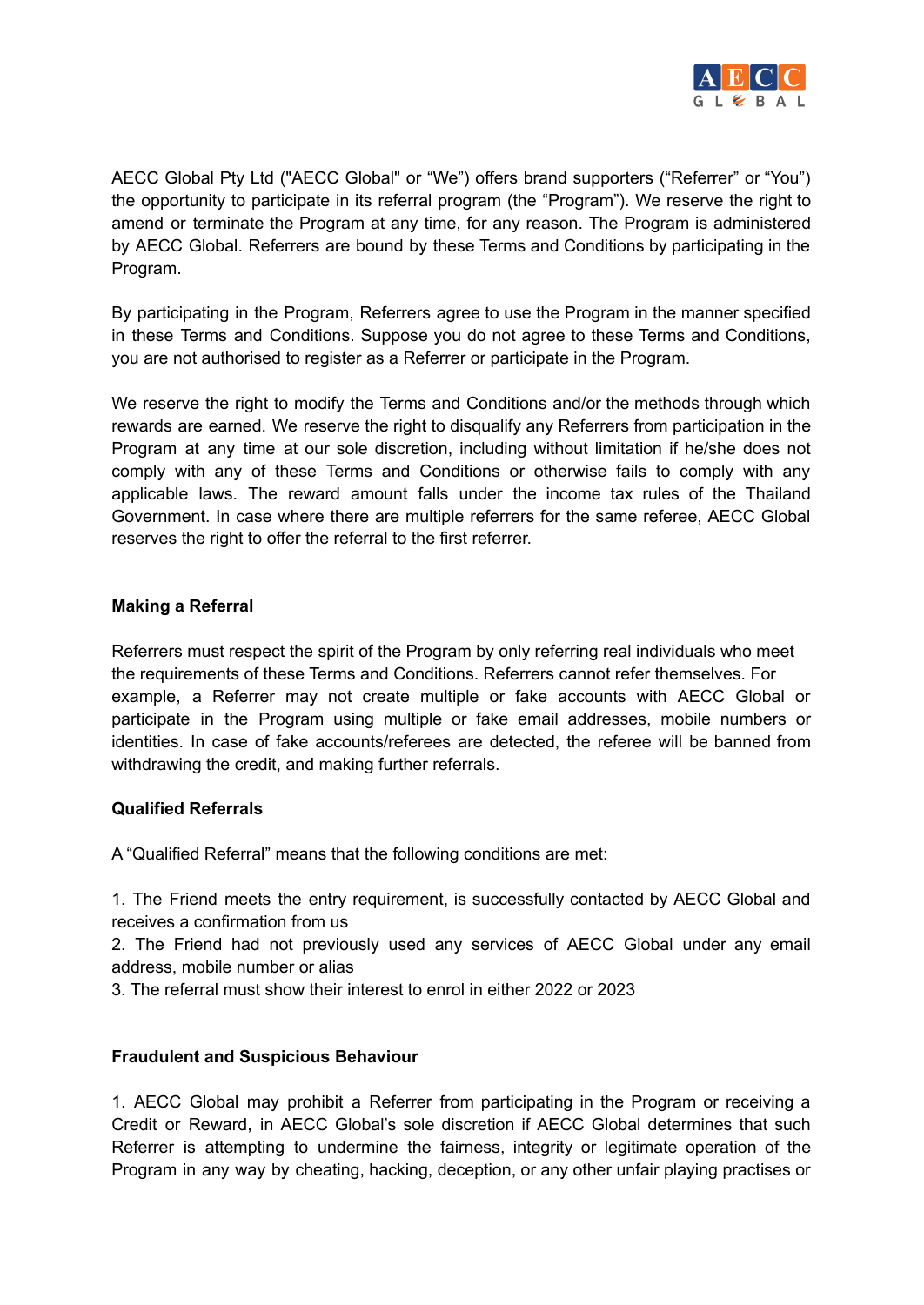AECC Global Pty Ltd ("AECC Global" or "We") offers brand supporters ("Referrer" or "You") the opportunity to participate in its referral program (the "Program"). We reserve the right to amend or terminate the Program at any time, for any reason. The Program is administered by AECC Global. Referrers are bound by these Terms and Conditions by participating in the Program.

By participating in the Program, Referrers agree to use the Program in the manner specified in these Terms and Conditions. Suppose you do not agree to these Terms and Conditions, you are not authorised to register as a Referrer or participate in the Program.

We reserve the right to modify the Terms and Conditions and/or the methods through which rewards are earned. We reserve the right to disqualify any Referrers from participation in the Program at any time at our sole discretion, including without limitation if he/she does not comply with any of these Terms and Conditions or otherwise fails to comply with any applicable laws. The reward amount falls under the income tax rules of the Thailand Government. In case where there are multiple referrers for the same referee, AECC Global reserves the right to offer the referral to the first referrer.

**Making a Referral**

Referrers must respect the spirit of the Program by only referring real individuals who meet the requirements of these Terms and Conditions. Referrers cannot refer themselves. For example, a Referrer may not create multiple or fake accounts with AECC Global or participate in the Program using multiple or fake email addresses, mobile numbers or identities. In case of fake accounts/referees are detected, the referee will be banned from withdrawing the credit, and making further referrals.

**Qualified Referrals**

A "Qualified Referral" means that the following conditions are met:

1. The Friend meets the entry requirement, is successfully contacted by AECC Global and receives a confirmation from us
2. The Friend had not previously used any services of AECC Global under any email address, mobile number or alias
3. The referral must show their interest to enrol in either 2022 or 2023

**Fraudulent and Suspicious Behaviour**

1. AECC Global may prohibit a Referrer from participating in the Program or receiving a Credit or Reward, in AECC Global's sole discretion if AECC Global determines that such Referrer is attempting to undermine the fairness, integrity or legitimate operation of the Program in any way by cheating, hacking, deception, or any other unfair playing practises or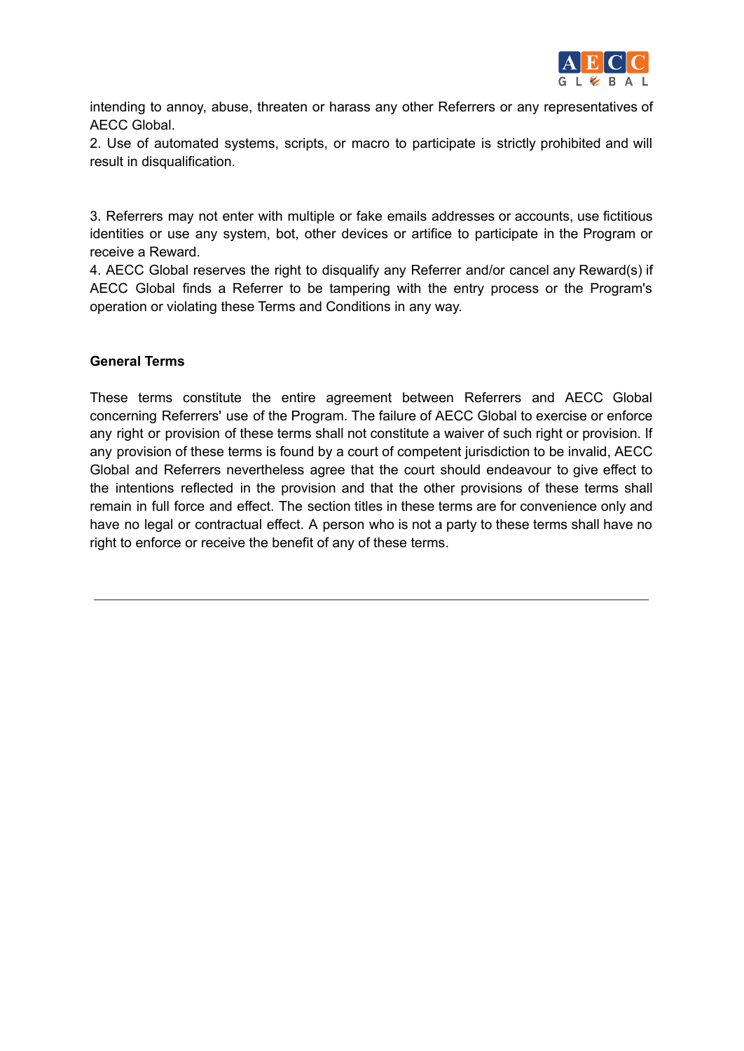intending to annoy, abuse, threaten or harass any other Referrers or any representatives of AECC Global.

2. Use of automated systems, scripts, or macro to participate is strictly prohibited and will result in disqualification.

3. Referrers may not enter with multiple or fake emails addresses or accounts, use fictitious identities or use any system, bot, other devices or artifice to participate in the Program or receive a Reward.

4. AECC Global reserves the right to disqualify any Referrer and/or cancel any Reward(s) if AECC Global finds a Referrer to be tampering with the entry process or the Program's operation or violating these Terms and Conditions in any way.

**General Terms**

These terms constitute the entire agreement between Referrers and AECC Global concerning Referrers' use of the Program. The failure of AECC Global to exercise or enforce any right or provision of these terms shall not constitute a waiver of such right or provision. If any provision of these terms is found by a court of competent jurisdiction to be invalid, AECC Global and Referrers nevertheless agree that the court should endeavour to give effect to the intentions reflected in the provision and that the other provisions of these terms shall remain in full force and effect. The section titles in these terms are for convenience only and have no legal or contractual effect. A person who is not a party to these terms shall have no right to enforce or receive the benefit of any of these terms.

---